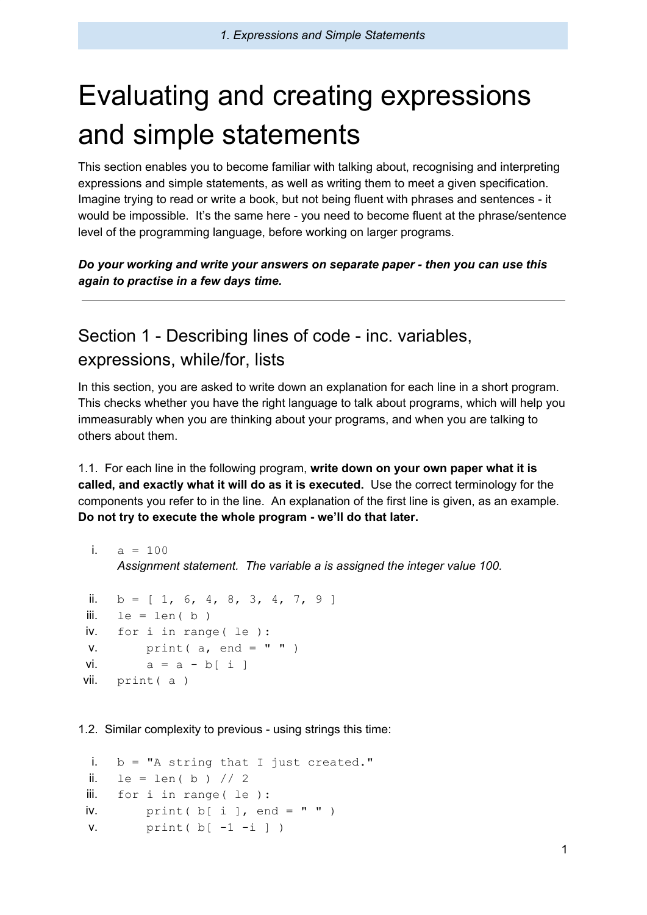# Evaluating and creating expressions and simple statements

This section enables you to become familiar with talking about, recognising and interpreting expressions and simple statements, as well as writing them to meet a given specification. Imagine trying to read or write a book, but not being fluent with phrases and sentences - it would be impossible. It's the same here - you need to become fluent at the phrase/sentence level of the programming language, before working on larger programs.

***Do your working and write your answers on separate paper - then you can use this again to practise in a few days time.***

---

## Section 1 - Describing lines of code - inc. variables, expressions, while/for, lists

In this section, you are asked to write down an explanation for each line in a short program. This checks whether you have the right language to talk about programs, which will help you immeasurably when you are thinking about your programs, and when you are talking to others about them.

1.1. For each line in the following program, **write down on your own paper what it is called, and exactly what it will do as it is executed.** Use the correct terminology for the components you refer to in the line. An explanation of the first line is given, as an example. **Do not try to execute the whole program - we'll do that later.**

i. `a = 100`
   *Assignment statement. The variable a is assigned the integer value 100.*

```
ii.   b = [ 1, 6, 4, 8, 3, 4, 7, 9 ]
iii.  le = len( b )
iv.   for i in range( le ):
v.        print( a, end = " " )
vi.       a = a - b[ i ]
vii.  print( a )
```

1.2. Similar complexity to previous - using strings this time:

```
i.    b = "A string that I just created."
ii.   le = len( b ) // 2
iii.  for i in range( le ):
iv.       print( b[ i ], end = " " )
v.        print( b[ -1 -i ] )
```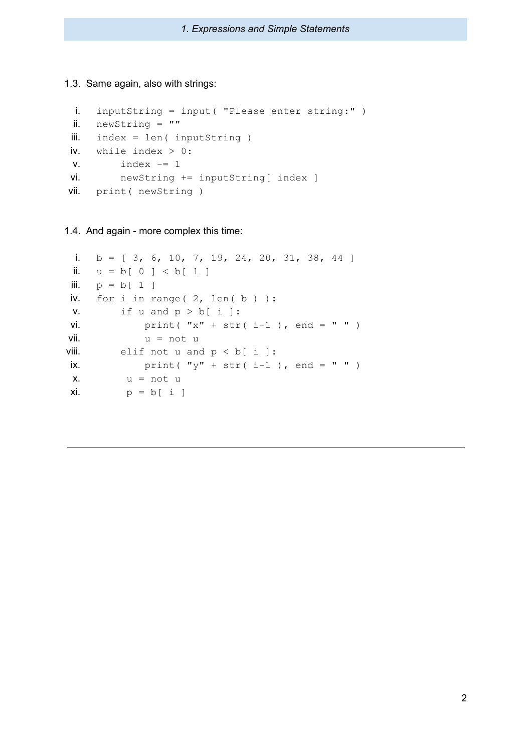1.3. Same again, also with strings:

```
i.    inputString = input( "Please enter string:" )
ii.   newString = ""
iii.  index = len( inputString )
iv.   while index > 0:
v.        index -= 1
vi.       newString += inputString[ index ]
vii.  print( newString )
```

1.4. And again - more complex this time:

```
i.    b = [ 3, 6, 10, 7, 19, 24, 20, 31, 38, 44 ]
ii.   u = b[ 0 ] < b[ 1 ]
iii.  p = b[ 1 ]
iv.   for i in range( 2, len( b ) ):
v.        if u and p > b[ i ]:
vi.           print( "x" + str( i-1 ), end = " " )
vii.          u = not u
viii.     elif not u and p < b[ i ]:
ix.           print( "y" + str( i-1 ), end = " " )
x.         u = not u
xi.        p = b[ i ]
```

---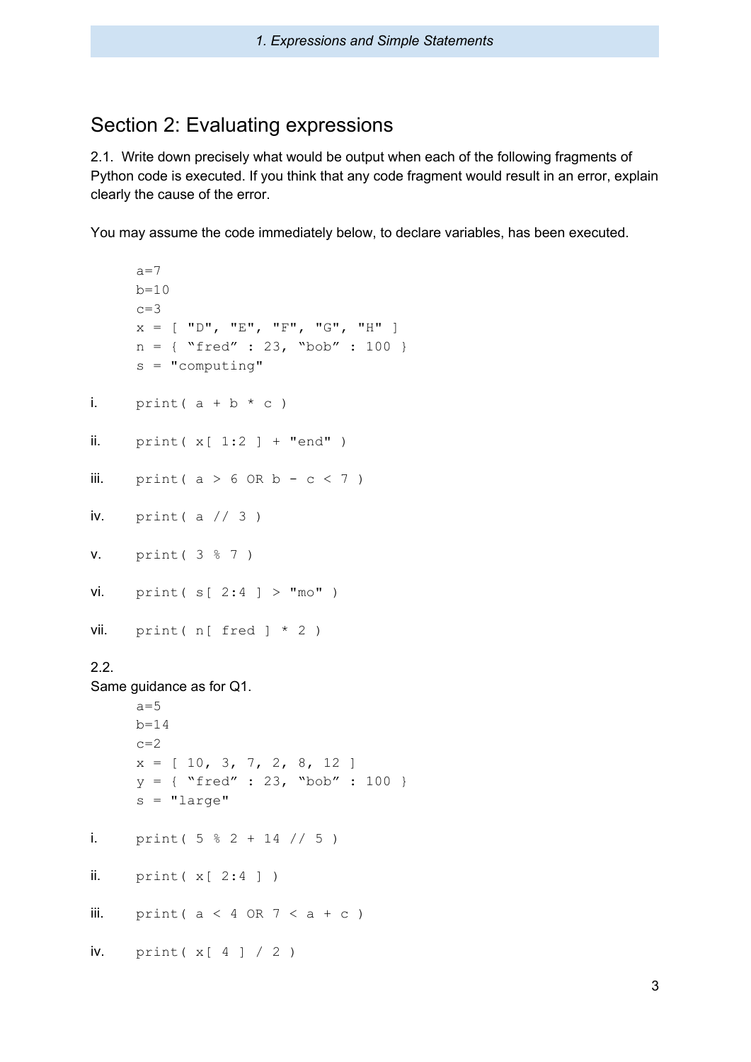## Section 2: Evaluating expressions

2.1. Write down precisely what would be output when each of the following fragments of Python code is executed. If you think that any code fragment would result in an error, explain clearly the cause of the error.

You may assume the code immediately below, to declare variables, has been executed.

```
a=7
b=10
c=3
x = [ "D", "E", "F", "G", "H" ]
n = { "fred" : 23, "bob" : 100 }
s = "computing"
```

i.
```
print( a + b * c )
```

ii.
```
print( x[ 1:2 ] + "end" )
```

iii.
```
print( a > 6 OR b - c < 7 )
```

iv.
```
print( a // 3 )
```

v.
```
print( 3 % 7 )
```

vi.
```
print( s[ 2:4 ] > "mo" )
```

vii.
```
print( n[ fred ] * 2 )
```

2.2.

Same guidance as for Q1.

```
a=5
b=14
c=2
x = [ 10, 3, 7, 2, 8, 12 ]
y = { "fred" : 23, "bob" : 100 }
s = "large"
```

i.
```
print( 5 % 2 + 14 // 5 )
```

ii.
```
print( x[ 2:4 ] )
```

iii.
```
print( a < 4 OR 7 < a + c )
```

iv.
```
print( x[ 4 ] / 2 )
```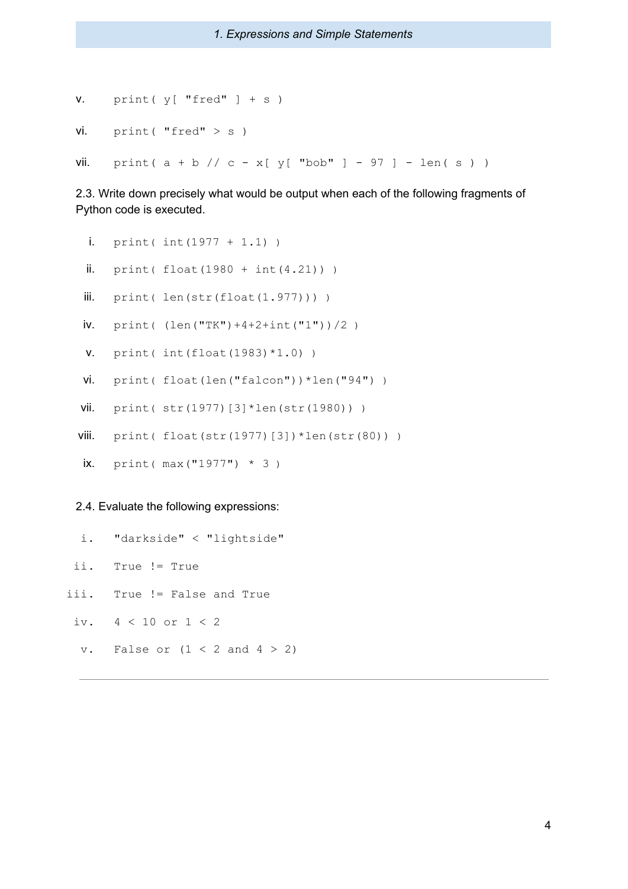v. `print( y[ "fred" ] + s )`

vi. `print( "fred" > s )`

vii. `print( a + b // c - x[ y[ "bob" ] - 97 ] - len( s ) )`

2.3. Write down precisely what would be output when each of the following fragments of Python code is executed.

i. `print( int(1977 + 1.1) )`

ii. `print( float(1980 + int(4.21)) )`

iii. `print( len(str(float(1.977))) )`

iv. `print( (len("TK")+4+2+int("1"))/2 )`

v. `print( int(float(1983)*1.0) )`

vi. `print( float(len("falcon"))*len("94") )`

vii. `print( str(1977)[3]*len(str(1980)) )`

viii. `print( float(str(1977)[3])*len(str(80)) )`

ix. `print( max("1977") * 3 )`

2.4. Evaluate the following expressions:

i. `"darkside" < "lightside"`

ii. `True != True`

iii. `True != False and True`

iv. `4 < 10 or 1 < 2`

v. `False or (1 < 2 and 4 > 2)`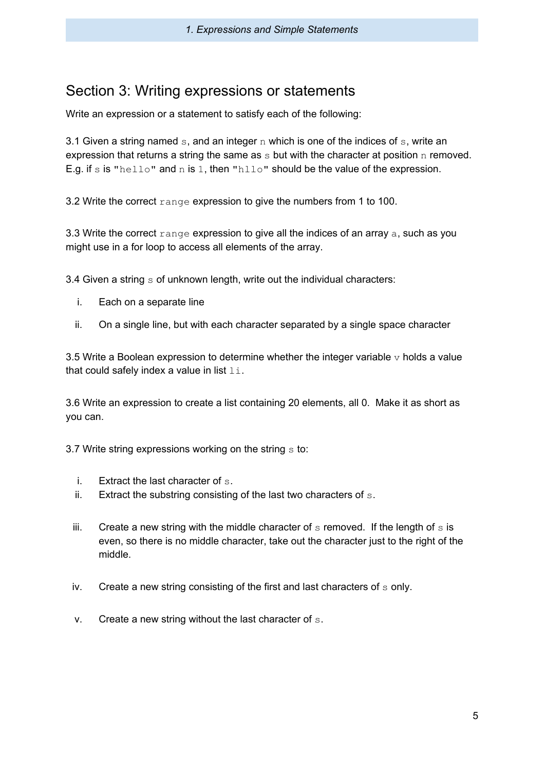## Section 3: Writing expressions or statements

Write an expression or a statement to satisfy each of the following:

3.1 Given a string named `s`, and an integer `n` which is one of the indices of `s`, write an expression that returns a string the same as `s` but with the character at position `n` removed. E.g. if `s` is `"hello"` and `n` is `1`, then `"hllo"` should be the value of the expression.

3.2 Write the correct `range` expression to give the numbers from 1 to 100.

3.3 Write the correct `range` expression to give all the indices of an array `a`, such as you might use in a for loop to access all elements of the array.

3.4 Given a string `s` of unknown length, write out the individual characters:

i. Each on a separate line

ii. On a single line, but with each character separated by a single space character

3.5 Write a Boolean expression to determine whether the integer variable `v` holds a value that could safely index a value in list `li`.

3.6 Write an expression to create a list containing 20 elements, all 0. Make it as short as you can.

3.7 Write string expressions working on the string `s` to:

i. Extract the last character of `s`.

ii. Extract the substring consisting of the last two characters of `s`.

iii. Create a new string with the middle character of `s` removed. If the length of `s` is even, so there is no middle character, take out the character just to the right of the middle.

iv. Create a new string consisting of the first and last characters of `s` only.

v. Create a new string without the last character of `s`.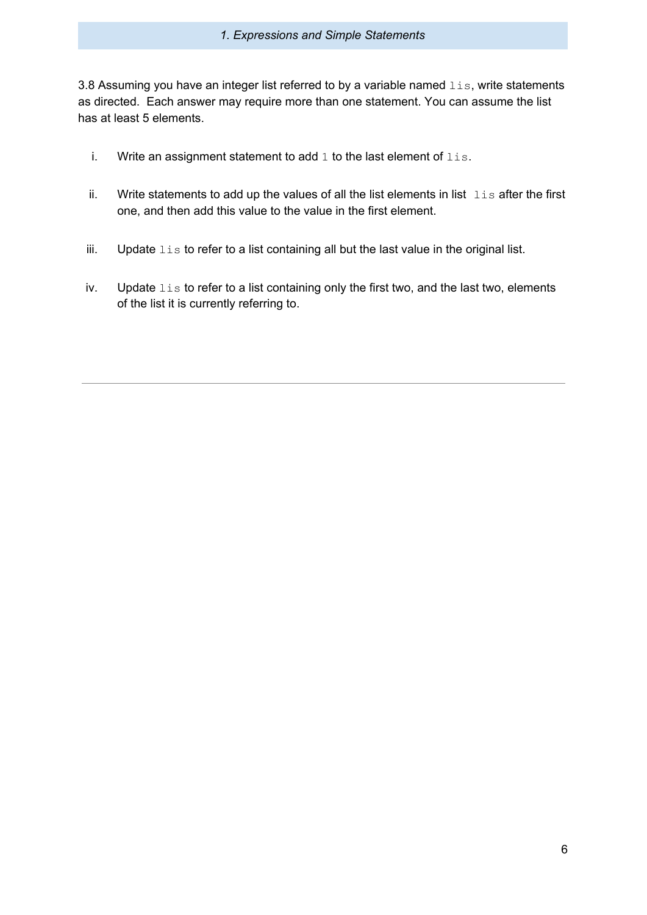3.8 Assuming you have an integer list referred to by a variable named `lis`, write statements as directed. Each answer may require more than one statement. You can assume the list has at least 5 elements.

i. Write an assignment statement to add `1` to the last element of `lis`.

ii. Write statements to add up the values of all the list elements in list `lis` after the first one, and then add this value to the value in the first element.

iii. Update `lis` to refer to a list containing all but the last value in the original list.

iv. Update `lis` to refer to a list containing only the first two, and the last two, elements of the list it is currently referring to.

---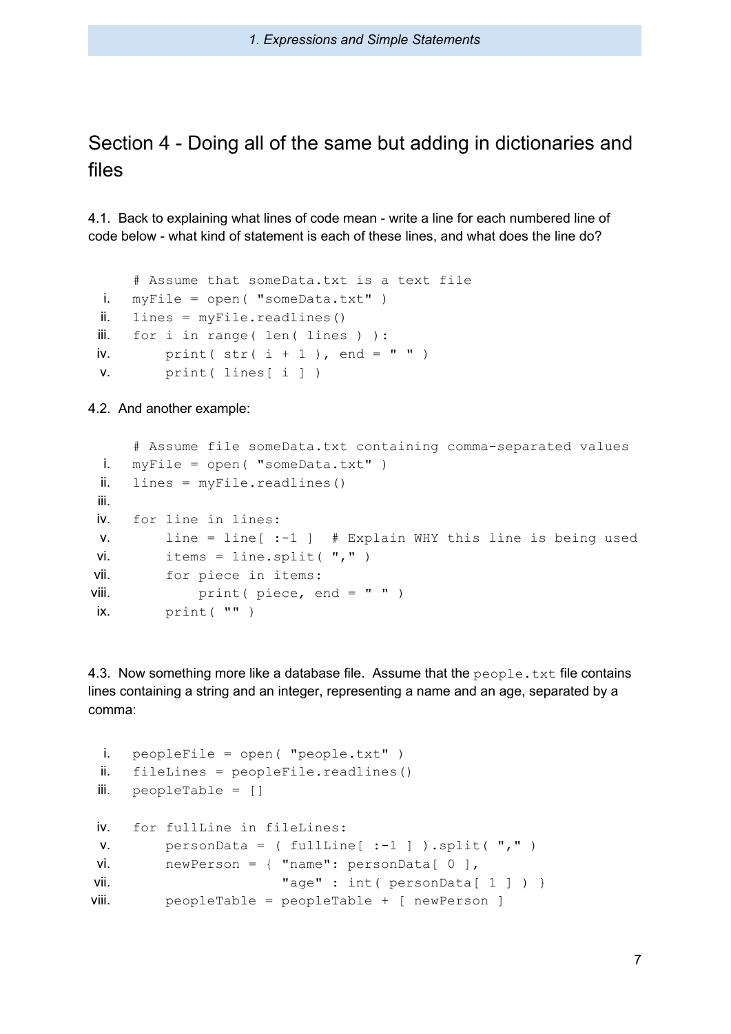## Section 4 - Doing all of the same but adding in dictionaries and files

4.1. Back to explaining what lines of code mean - write a line for each numbered line of code below - what kind of statement is each of these lines, and what does the line do?

```
     # Assume that someData.txt is a text file
i.   myFile = open( "someData.txt" )
ii.  lines = myFile.readlines()
iii. for i in range( len( lines ) ):
iv.      print( str( i + 1 ), end = " " )
v.       print( lines[ i ] )
```

4.2. And another example:

```
      # Assume file someData.txt containing comma-separated values
i.    myFile = open( "someData.txt" )
ii.   lines = myFile.readlines()
iii.
iv.   for line in lines:
v.        line = line[ :-1 ]  # Explain WHY this line is being used
vi.       items = line.split( "," )
vii.      for piece in items:
viii.         print( piece, end = " " )
ix.       print( "" )
```

4.3. Now something more like a database file. Assume that the `people.txt` file contains lines containing a string and an integer, representing a name and an age, separated by a comma:

```
i.    peopleFile = open( "people.txt" )
ii.   fileLines = peopleFile.readlines()
iii.  peopleTable = []

iv.   for fullLine in fileLines:
v.        personData = ( fullLine[ :-1 ] ).split( "," )
vi.       newPerson = { "name": personData[ 0 ],
vii.                    "age" : int( personData[ 1 ] ) }
viii.     peopleTable = peopleTable + [ newPerson ]
```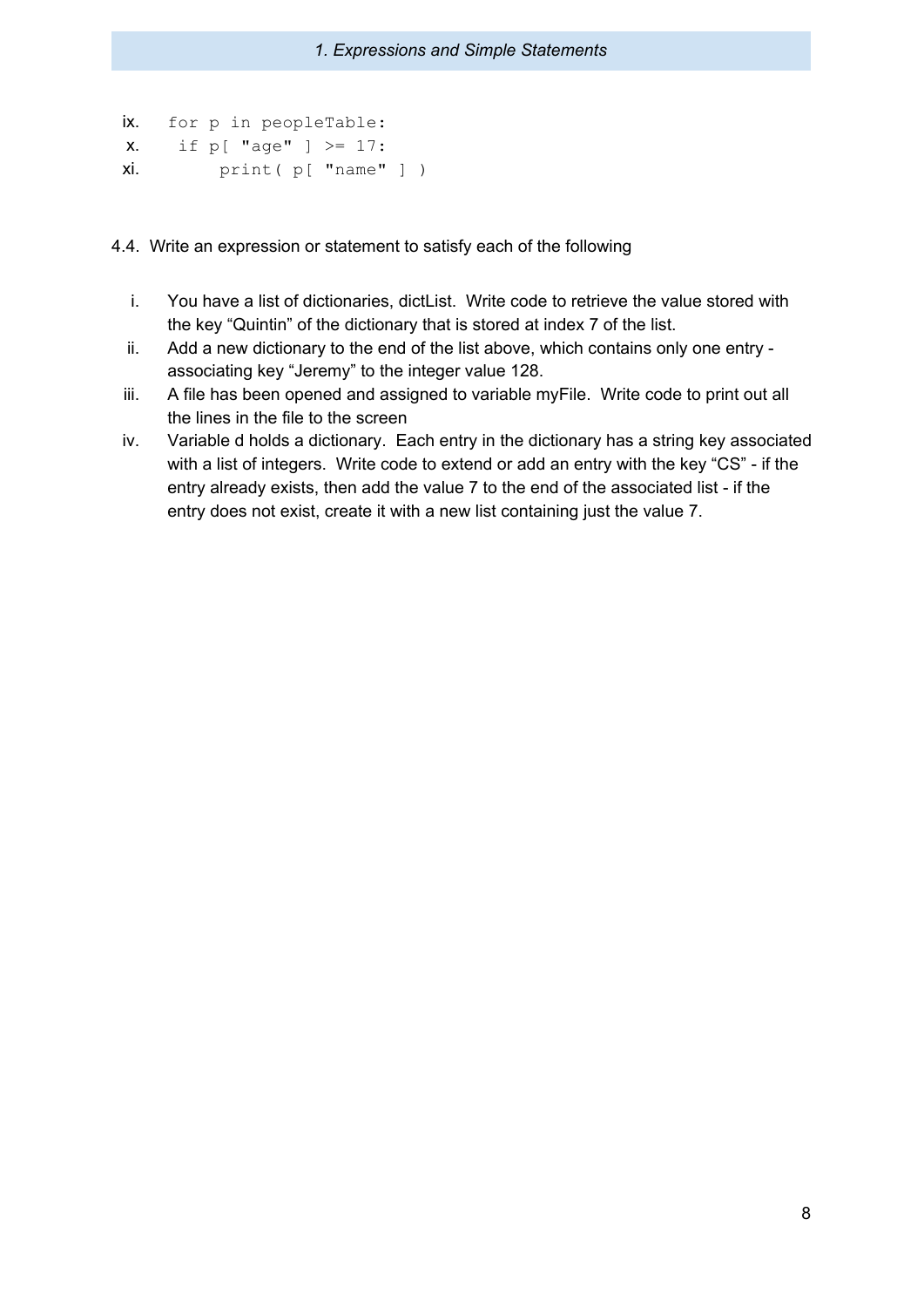```
ix.  for p in peopleTable:
x.    if p[ "age" ] >= 17:
xi.       print( p[ "name" ] )
```

4.4. Write an expression or statement to satisfy each of the following

i. You have a list of dictionaries, dictList. Write code to retrieve the value stored with the key “Quintin” of the dictionary that is stored at index 7 of the list.
ii. Add a new dictionary to the end of the list above, which contains only one entry - associating key “Jeremy” to the integer value 128.
iii. A file has been opened and assigned to variable myFile. Write code to print out all the lines in the file to the screen
iv. Variable d holds a dictionary. Each entry in the dictionary has a string key associated with a list of integers. Write code to extend or add an entry with the key “CS” - if the entry already exists, then add the value 7 to the end of the associated list - if the entry does not exist, create it with a new list containing just the value 7.